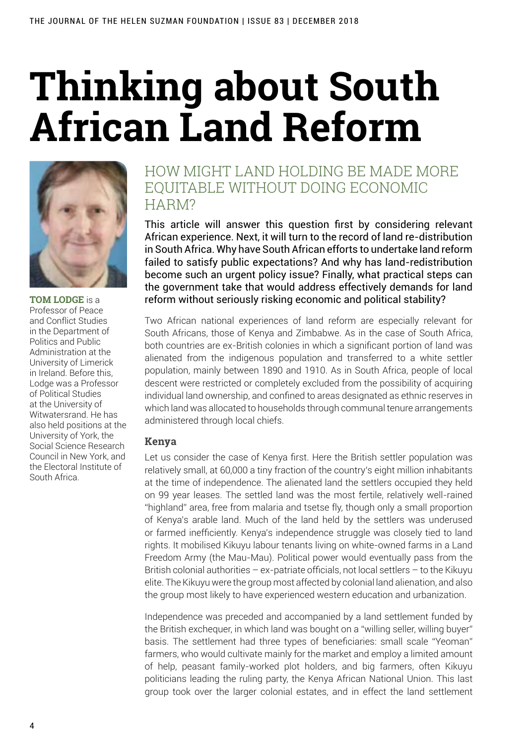# Thinking about South African Land Reform

**TOM LODGE** is a Professor of Peace and Conflict Studies in the Department of Politics and Public Administration at the University of Limerick in Ireland. Before this, Lodge was a Professor of Political Studies at the University of Witwatersrand. He has also held positions at the University of York, the Social Science Research Council in New York, and the Electoral Institute of South Africa.

## HOW MIGHT LAND HOLDING BE MADE MORE EQUITABLE WITHOUT DOING ECONOMIC HARM?

This article will answer this question first by considering relevant African experience. Next, it will turn to the record of land re-distribution in South Africa. Why have South African efforts to undertake land reform failed to satisfy public expectations? And why has land-redistribution become such an urgent policy issue? Finally, what practical steps can the government take that would address effectively demands for land reform without seriously risking economic and political stability?

Two African national experiences of land reform are especially relevant for South Africans, those of Kenya and Zimbabwe. As in the case of South Africa, both countries are ex-British colonies in which a significant portion of land was alienated from the indigenous population and transferred to a white settler population, mainly between 1890 and 1910. As in South Africa, people of local descent were restricted or completely excluded from the possibility of acquiring individual land ownership, and confined to areas designated as ethnic reserves in which land was allocated to households through communal tenure arrangements administered through local chiefs.

### Kenya

Let us consider the case of Kenya first. Here the British settler population was relatively small, at 60,000 a tiny fraction of the country's eight million inhabitants at the time of independence. The alienated land the settlers occupied they held on 99 year leases. The settled land was the most fertile, relatively well-rained "highland" area, free from malaria and tsetse fly, though only a small proportion of Kenya's arable land. Much of the land held by the settlers was underused or farmed inefficiently. Kenya's independence struggle was closely tied to land rights. It mobilised Kikuyu labour tenants living on white-owned farms in a Land Freedom Army (the Mau-Mau). Political power would eventually pass from the British colonial authorities – ex-patriate officials, not local settlers – to the Kikuyu elite. The Kikuyu were the group most affected by colonial land alienation, and also the group most likely to have experienced western education and urbanization.

Independence was preceded and accompanied by a land settlement funded by the British exchequer, in which land was bought on a "willing seller, willing buyer" basis. The settlement had three types of beneficiaries: small scale "Yeoman" farmers, who would cultivate mainly for the market and employ a limited amount of help, peasant family-worked plot holders, and big farmers, often Kikuyu politicians leading the ruling party, the Kenya African National Union. This last group took over the larger colonial estates, and in effect the land settlement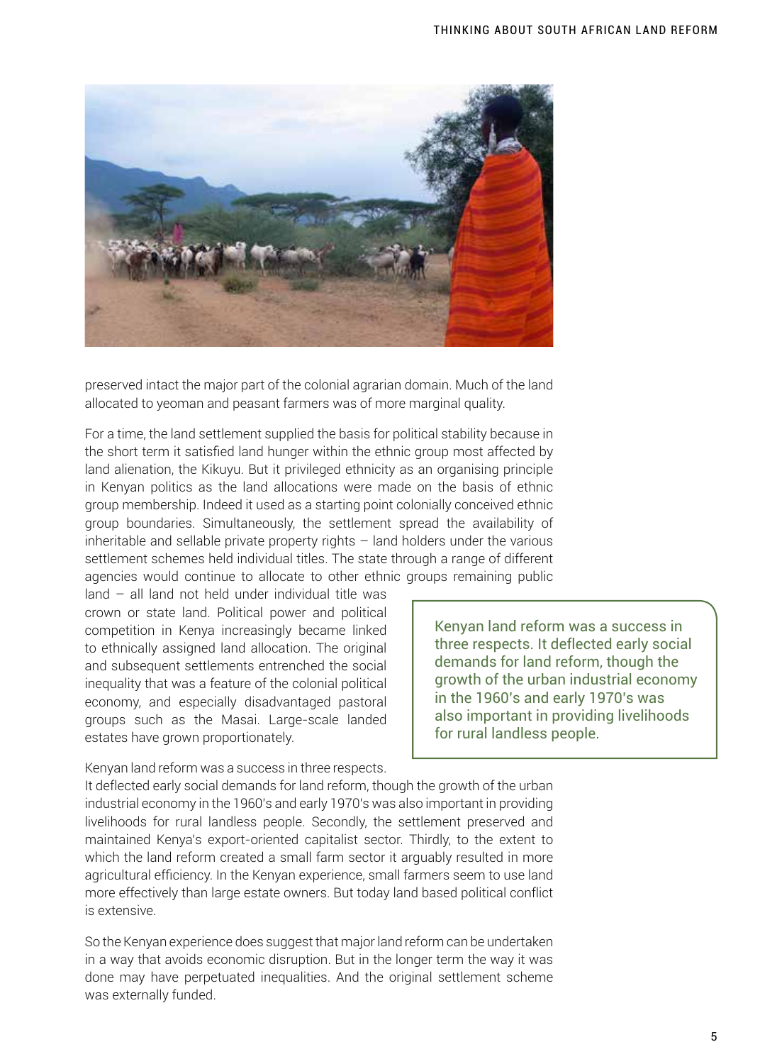preserved intact the major part of the colonial agrarian domain. Much of the land allocated to yeoman and peasant farmers was of more marginal quality.

For a time, the land settlement supplied the basis for political stability because in the short term it satisfied land hunger within the ethnic group most affected by land alienation, the Kikuyu. But it privileged ethnicity as an organising principle in Kenyan politics as the land allocations were made on the basis of ethnic group membership. Indeed it used as a starting point colonially conceived ethnic group boundaries. Simultaneously, the settlement spread the availability of inheritable and sellable private property rights – land holders under the various settlement schemes held individual titles. The state through a range of different agencies would continue to allocate to other ethnic groups remaining public land – all land not held under individual title was crown or state land. Political power and political competition in Kenya increasingly became linked to ethnically assigned land allocation. The original and subsequent settlements entrenched the social inequality that was a feature of the colonial political economy, and especially disadvantaged pastoral groups such as the Masai. Large-scale landed estates have grown proportionately.

> Kenyan land reform was a success in three respects. It deflected early social demands for land reform, though the growth of the urban industrial economy in the 1960's and early 1970's was also important in providing livelihoods for rural landless people.

Kenyan land reform was a success in three respects. It deflected early social demands for land reform, though the growth of the urban industrial economy in the 1960's and early 1970's was also important in providing livelihoods for rural landless people. Secondly, the settlement preserved and maintained Kenya's export-oriented capitalist sector. Thirdly, to the extent to which the land reform created a small farm sector it arguably resulted in more agricultural efficiency. In the Kenyan experience, small farmers seem to use land more effectively than large estate owners. But today land based political conflict is extensive.

So the Kenyan experience does suggest that major land reform can be undertaken in a way that avoids economic disruption. But in the longer term the way it was done may have perpetuated inequalities. And the original settlement scheme was externally funded.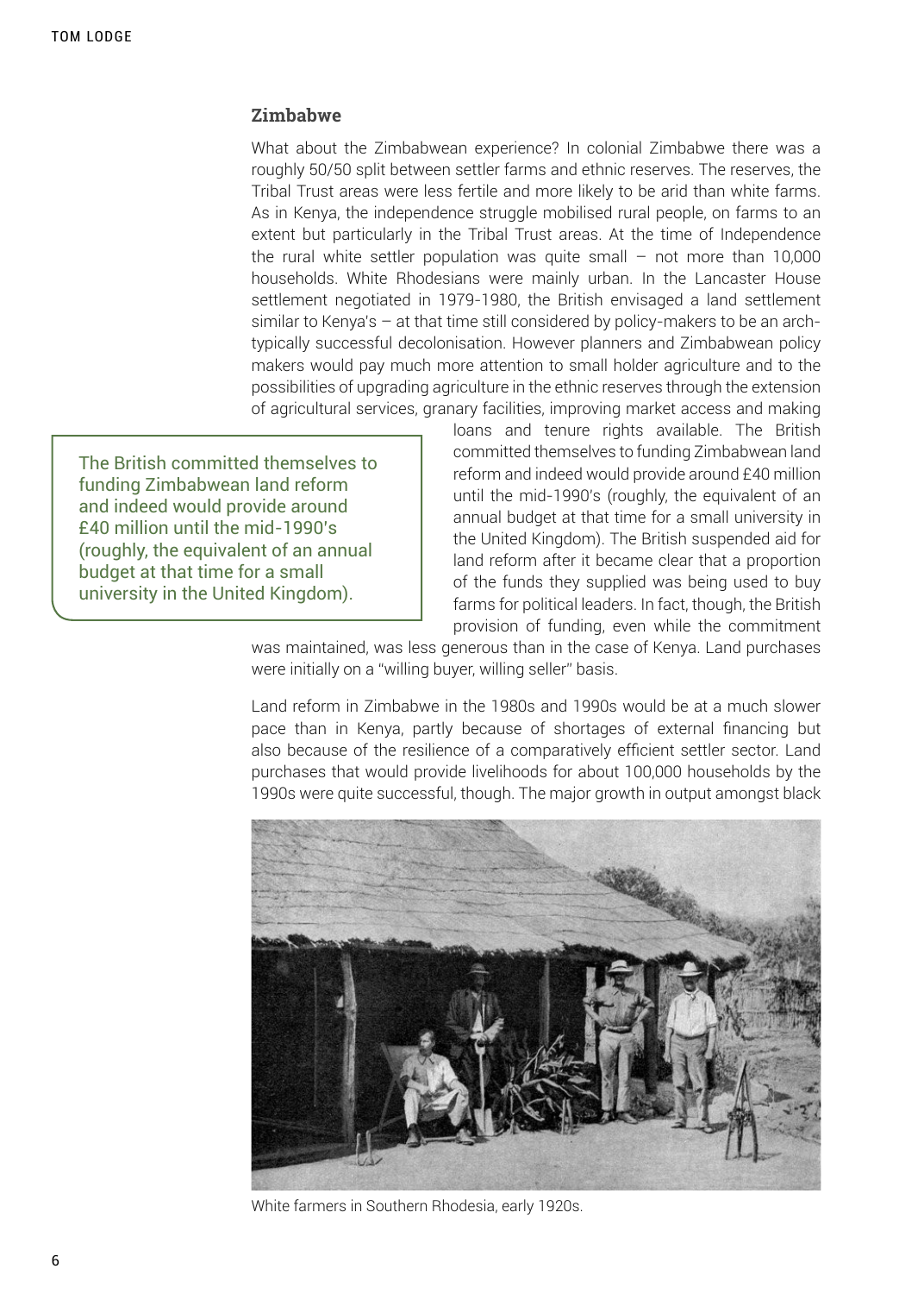## Zimbabwe

What about the Zimbabwean experience? In colonial Zimbabwe there was a roughly 50/50 split between settler farms and ethnic reserves. The reserves, the Tribal Trust areas were less fertile and more likely to be arid than white farms. As in Kenya, the independence struggle mobilised rural people, on farms to an extent but particularly in the Tribal Trust areas. At the time of Independence the rural white settler population was quite small – not more than 10,000 households. White Rhodesians were mainly urban. In the Lancaster House settlement negotiated in 1979-1980, the British envisaged a land settlement similar to Kenya's – at that time still considered by policy-makers to be an arch-typically successful decolonisation. However planners and Zimbabwean policy makers would pay much more attention to small holder agriculture and to the possibilities of upgrading agriculture in the ethnic reserves through the extension of agricultural services, granary facilities, improving market access and making loans and tenure rights available. The British committed themselves to funding Zimbabwean land reform and indeed would provide around £40 million until the mid-1990's (roughly, the equivalent of an annual budget at that time for a small university in the United Kingdom). The British suspended aid for land reform after it became clear that a proportion of the funds they supplied was being used to buy farms for political leaders. In fact, though, the British provision of funding, even while the commitment was maintained, was less generous than in the case of Kenya. Land purchases were initially on a "willing buyer, willing seller" basis.

> The British committed themselves to funding Zimbabwean land reform and indeed would provide around £40 million until the mid-1990's (roughly, the equivalent of an annual budget at that time for a small university in the United Kingdom).

Land reform in Zimbabwe in the 1980s and 1990s would be at a much slower pace than in Kenya, partly because of shortages of external financing but also because of the resilience of a comparatively efficient settler sector. Land purchases that would provide livelihoods for about 100,000 households by the 1990s were quite successful, though. The major growth in output amongst black

White farmers in Southern Rhodesia, early 1920s.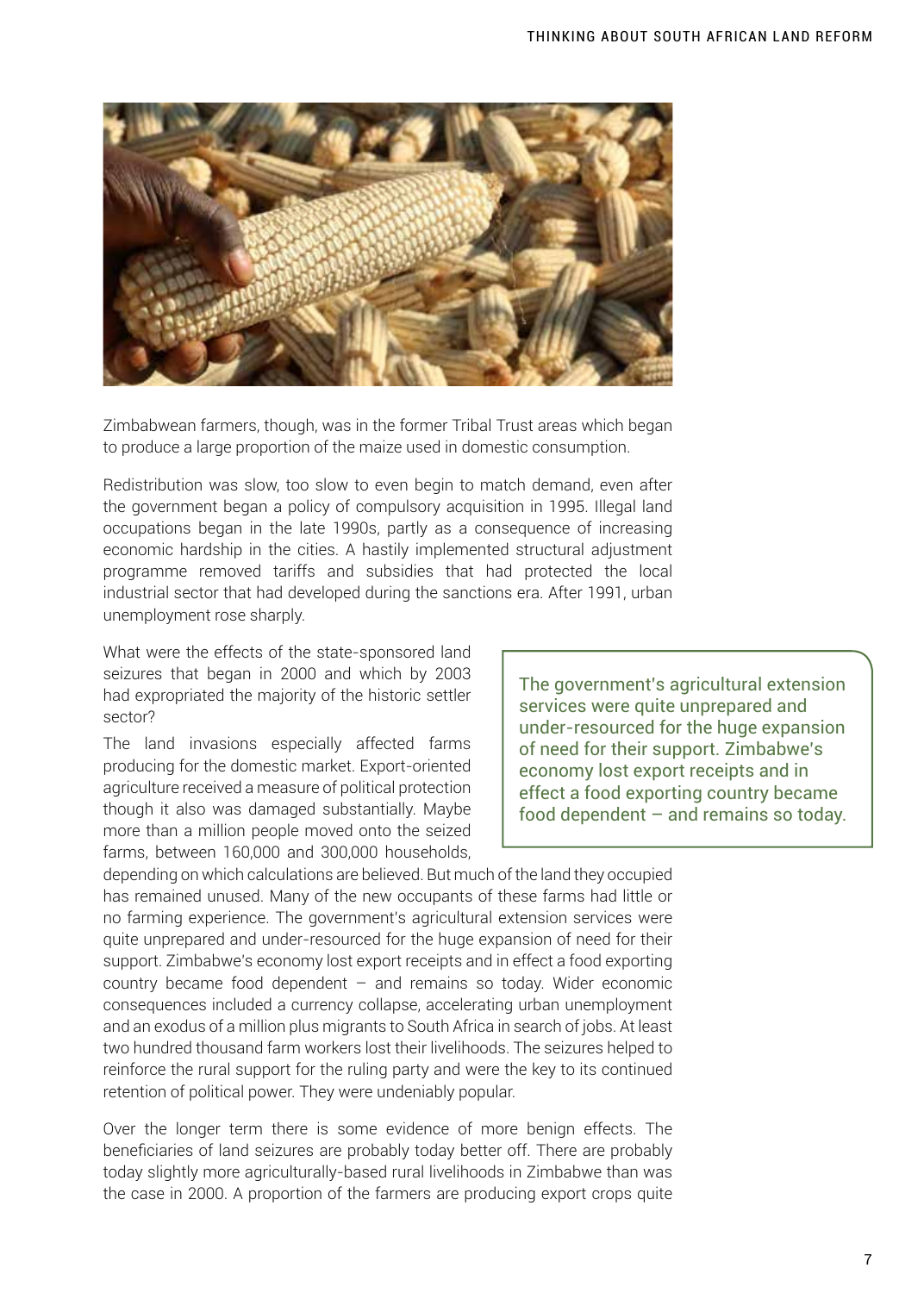Zimbabwean farmers, though, was in the former Tribal Trust areas which began to produce a large proportion of the maize used in domestic consumption.

Redistribution was slow, too slow to even begin to match demand, even after the government began a policy of compulsory acquisition in 1995. Illegal land occupations began in the late 1990s, partly as a consequence of increasing economic hardship in the cities. A hastily implemented structural adjustment programme removed tariffs and subsidies that had protected the local industrial sector that had developed during the sanctions era. After 1991, urban unemployment rose sharply.

What were the effects of the state-sponsored land seizures that began in 2000 and which by 2003 had expropriated the majority of the historic settler sector?

> The government's agricultural extension services were quite unprepared and under-resourced for the huge expansion of need for their support. Zimbabwe's economy lost export receipts and in effect a food exporting country became food dependent – and remains so today.

The land invasions especially affected farms producing for the domestic market. Export-oriented agriculture received a measure of political protection though it also was damaged substantially. Maybe more than a million people moved onto the seized farms, between 160,000 and 300,000 households, depending on which calculations are believed. But much of the land they occupied has remained unused. Many of the new occupants of these farms had little or no farming experience. The government's agricultural extension services were quite unprepared and under-resourced for the huge expansion of need for their support. Zimbabwe's economy lost export receipts and in effect a food exporting country became food dependent – and remains so today. Wider economic consequences included a currency collapse, accelerating urban unemployment and an exodus of a million plus migrants to South Africa in search of jobs. At least two hundred thousand farm workers lost their livelihoods. The seizures helped to reinforce the rural support for the ruling party and were the key to its continued retention of political power. They were undeniably popular.

Over the longer term there is some evidence of more benign effects. The beneficiaries of land seizures are probably today better off. There are probably today slightly more agriculturally-based rural livelihoods in Zimbabwe than was the case in 2000. A proportion of the farmers are producing export crops quite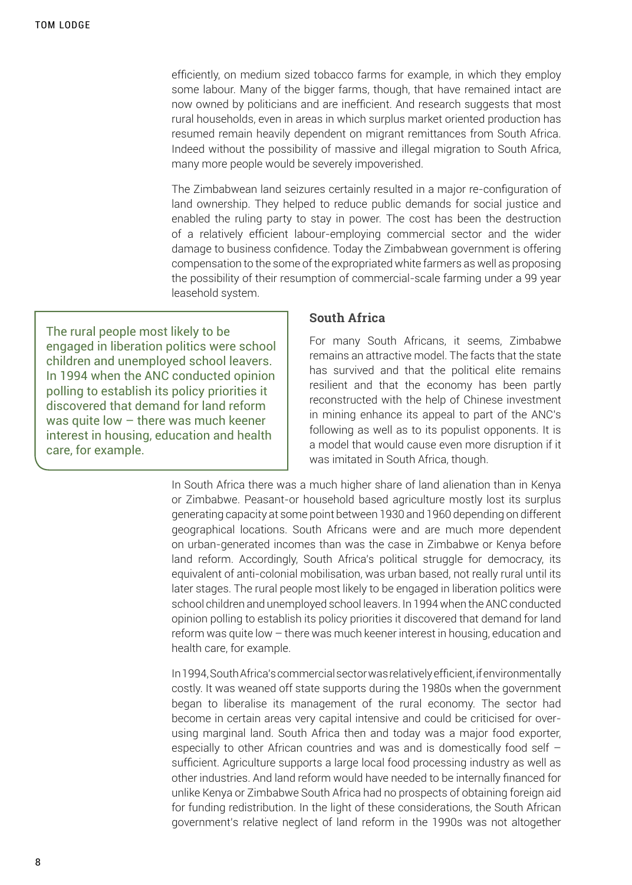efficiently, on medium sized tobacco farms for example, in which they employ some labour. Many of the bigger farms, though, that have remained intact are now owned by politicians and are inefficient. And research suggests that most rural households, even in areas in which surplus market oriented production has resumed remain heavily dependent on migrant remittances from South Africa. Indeed without the possibility of massive and illegal migration to South Africa, many more people would be severely impoverished.

The Zimbabwean land seizures certainly resulted in a major re-configuration of land ownership. They helped to reduce public demands for social justice and enabled the ruling party to stay in power. The cost has been the destruction of a relatively efficient labour-employing commercial sector and the wider damage to business confidence. Today the Zimbabwean government is offering compensation to the some of the expropriated white farmers as well as proposing the possibility of their resumption of commercial-scale farming under a 99 year leasehold system.

> The rural people most likely to be engaged in liberation politics were school children and unemployed school leavers. In 1994 when the ANC conducted opinion polling to establish its policy priorities it discovered that demand for land reform was quite low – there was much keener interest in housing, education and health care, for example.

## South Africa

For many South Africans, it seems, Zimbabwe remains an attractive model. The facts that the state has survived and that the political elite remains resilient and that the economy has been partly reconstructed with the help of Chinese investment in mining enhance its appeal to part of the ANC's following as well as to its populist opponents. It is a model that would cause even more disruption if it was imitated in South Africa, though.

In South Africa there was a much higher share of land alienation than in Kenya or Zimbabwe. Peasant-or household based agriculture mostly lost its surplus generating capacity at some point between 1930 and 1960 depending on different geographical locations. South Africans were and are much more dependent on urban-generated incomes than was the case in Zimbabwe or Kenya before land reform. Accordingly, South Africa's political struggle for democracy, its equivalent of anti-colonial mobilisation, was urban based, not really rural until its later stages. The rural people most likely to be engaged in liberation politics were school children and unemployed school leavers. In 1994 when the ANC conducted opinion polling to establish its policy priorities it discovered that demand for land reform was quite low – there was much keener interest in housing, education and health care, for example.

In 1994, South Africa's commercial sector was relatively efficient, if environmentally costly. It was weaned off state supports during the 1980s when the government began to liberalise its management of the rural economy. The sector had become in certain areas very capital intensive and could be criticised for over-using marginal land. South Africa then and today was a major food exporter, especially to other African countries and was and is domestically food self – sufficient. Agriculture supports a large local food processing industry as well as other industries. And land reform would have needed to be internally financed for unlike Kenya or Zimbabwe South Africa had no prospects of obtaining foreign aid for funding redistribution. In the light of these considerations, the South African government's relative neglect of land reform in the 1990s was not altogether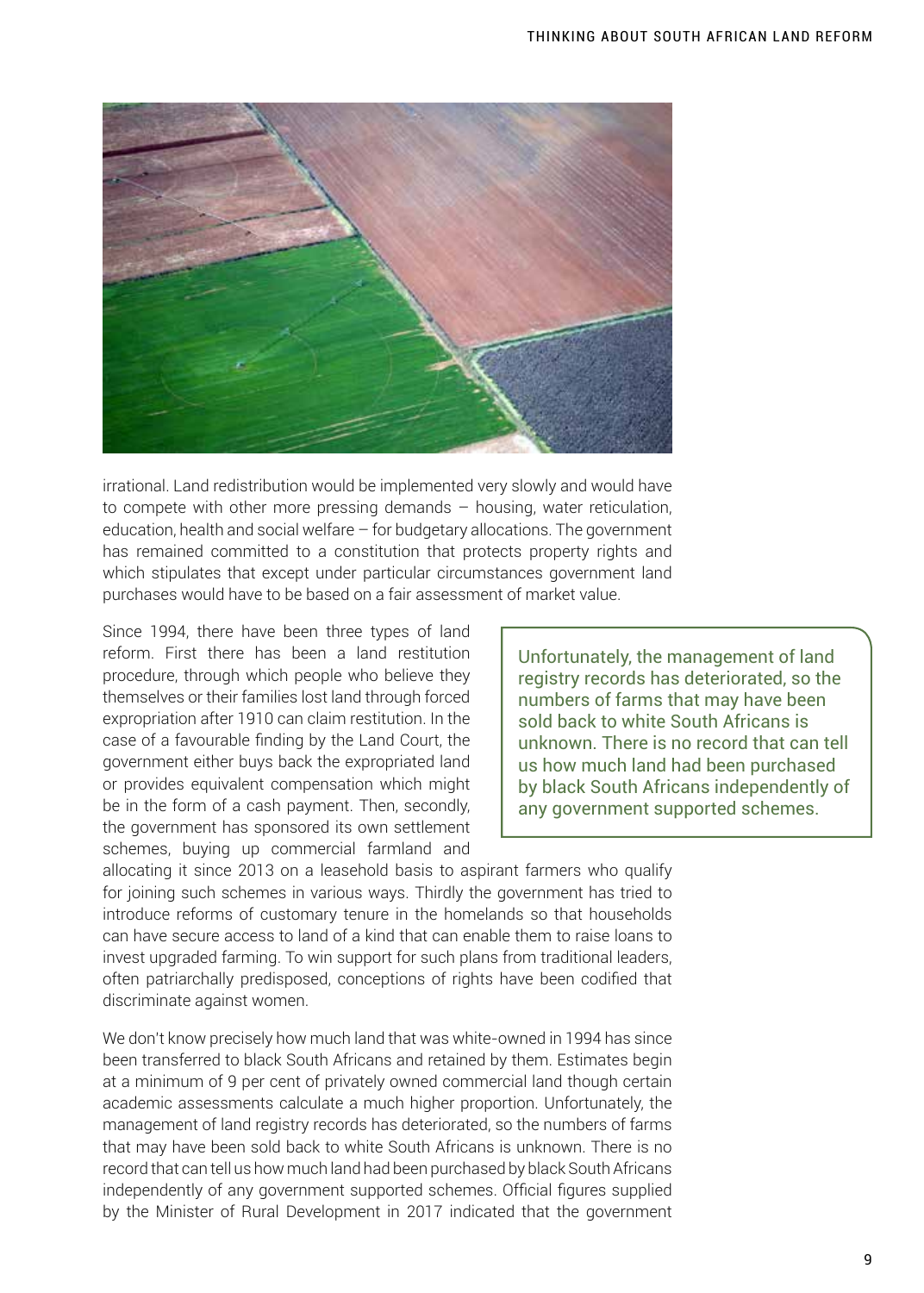irrational. Land redistribution would be implemented very slowly and would have to compete with other more pressing demands – housing, water reticulation, education, health and social welfare – for budgetary allocations. The government has remained committed to a constitution that protects property rights and which stipulates that except under particular circumstances government land purchases would have to be based on a fair assessment of market value.

Since 1994, there have been three types of land reform. First there has been a land restitution procedure, through which people who believe they themselves or their families lost land through forced expropriation after 1910 can claim restitution. In the case of a favourable finding by the Land Court, the government either buys back the expropriated land or provides equivalent compensation which might be in the form of a cash payment. Then, secondly, the government has sponsored its own settlement schemes, buying up commercial farmland and allocating it since 2013 on a leasehold basis to aspirant farmers who qualify for joining such schemes in various ways. Thirdly the government has tried to introduce reforms of customary tenure in the homelands so that households can have secure access to land of a kind that can enable them to raise loans to invest upgraded farming. To win support for such plans from traditional leaders, often patriarchally predisposed, conceptions of rights have been codified that discriminate against women.

> Unfortunately, the management of land registry records has deteriorated, so the numbers of farms that may have been sold back to white South Africans is unknown. There is no record that can tell us how much land had been purchased by black South Africans independently of any government supported schemes.

We don't know precisely how much land that was white-owned in 1994 has since been transferred to black South Africans and retained by them. Estimates begin at a minimum of 9 per cent of privately owned commercial land though certain academic assessments calculate a much higher proportion. Unfortunately, the management of land registry records has deteriorated, so the numbers of farms that may have been sold back to white South Africans is unknown. There is no record that can tell us how much land had been purchased by black South Africans independently of any government supported schemes. Official figures supplied by the Minister of Rural Development in 2017 indicated that the government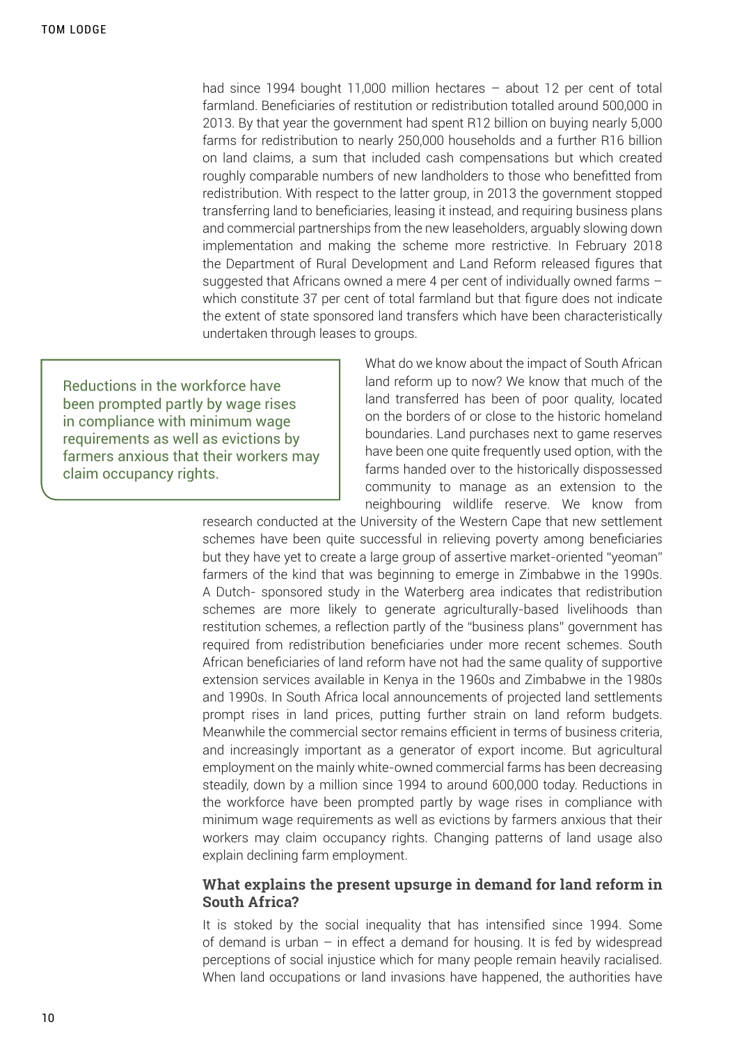had since 1994 bought 11,000 million hectares – about 12 per cent of total farmland. Beneficiaries of restitution or redistribution totalled around 500,000 in 2013. By that year the government had spent R12 billion on buying nearly 5,000 farms for redistribution to nearly 250,000 households and a further R16 billion on land claims, a sum that included cash compensations but which created roughly comparable numbers of new landholders to those who benefitted from redistribution. With respect to the latter group, in 2013 the government stopped transferring land to beneficiaries, leasing it instead, and requiring business plans and commercial partnerships from the new leaseholders, arguably slowing down implementation and making the scheme more restrictive. In February 2018 the Department of Rural Development and Land Reform released figures that suggested that Africans owned a mere 4 per cent of individually owned farms – which constitute 37 per cent of total farmland but that figure does not indicate the extent of state sponsored land transfers which have been characteristically undertaken through leases to groups.

> Reductions in the workforce have been prompted partly by wage rises in compliance with minimum wage requirements as well as evictions by farmers anxious that their workers may claim occupancy rights.

What do we know about the impact of South African land reform up to now? We know that much of the land transferred has been of poor quality, located on the borders of or close to the historic homeland boundaries. Land purchases next to game reserves have been one quite frequently used option, with the farms handed over to the historically dispossessed community to manage as an extension to the neighbouring wildlife reserve. We know from research conducted at the University of the Western Cape that new settlement schemes have been quite successful in relieving poverty among beneficiaries but they have yet to create a large group of assertive market-oriented "yeoman" farmers of the kind that was beginning to emerge in Zimbabwe in the 1990s. A Dutch- sponsored study in the Waterberg area indicates that redistribution schemes are more likely to generate agriculturally-based livelihoods than restitution schemes, a reflection partly of the "business plans" government has required from redistribution beneficiaries under more recent schemes. South African beneficiaries of land reform have not had the same quality of supportive extension services available in Kenya in the 1960s and Zimbabwe in the 1980s and 1990s. In South Africa local announcements of projected land settlements prompt rises in land prices, putting further strain on land reform budgets. Meanwhile the commercial sector remains efficient in terms of business criteria, and increasingly important as a generator of export income. But agricultural employment on the mainly white-owned commercial farms has been decreasing steadily, down by a million since 1994 to around 600,000 today. Reductions in the workforce have been prompted partly by wage rises in compliance with minimum wage requirements as well as evictions by farmers anxious that their workers may claim occupancy rights. Changing patterns of land usage also explain declining farm employment.

### What explains the present upsurge in demand for land reform in South Africa?

It is stoked by the social inequality that has intensified since 1994. Some of demand is urban – in effect a demand for housing. It is fed by widespread perceptions of social injustice which for many people remain heavily racialised. When land occupations or land invasions have happened, the authorities have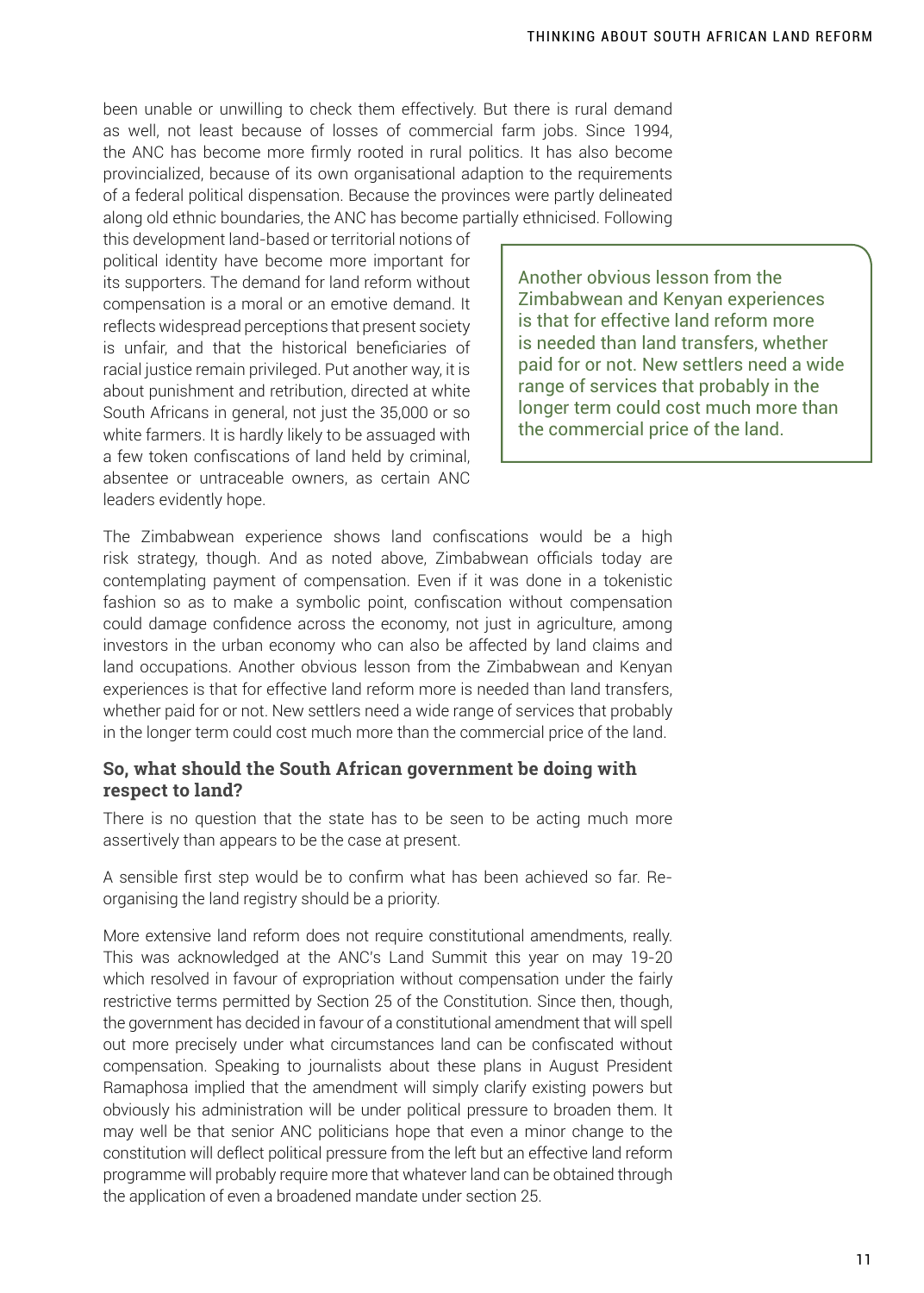been unable or unwilling to check them effectively. But there is rural demand as well, not least because of losses of commercial farm jobs. Since 1994, the ANC has become more firmly rooted in rural politics. It has also become provincialized, because of its own organisational adaption to the requirements of a federal political dispensation. Because the provinces were partly delineated along old ethnic boundaries, the ANC has become partially ethnicised. Following this development land-based or territorial notions of political identity have become more important for its supporters. The demand for land reform without compensation is a moral or an emotive demand. It reflects widespread perceptions that present society is unfair, and that the historical beneficiaries of racial justice remain privileged. Put another way, it is about punishment and retribution, directed at white South Africans in general, not just the 35,000 or so white farmers. It is hardly likely to be assuaged with a few token confiscations of land held by criminal, absentee or untraceable owners, as certain ANC leaders evidently hope.

> Another obvious lesson from the Zimbabwean and Kenyan experiences is that for effective land reform more is needed than land transfers, whether paid for or not. New settlers need a wide range of services that probably in the longer term could cost much more than the commercial price of the land.

The Zimbabwean experience shows land confiscations would be a high risk strategy, though. And as noted above, Zimbabwean officials today are contemplating payment of compensation. Even if it was done in a tokenistic fashion so as to make a symbolic point, confiscation without compensation could damage confidence across the economy, not just in agriculture, among investors in the urban economy who can also be affected by land claims and land occupations. Another obvious lesson from the Zimbabwean and Kenyan experiences is that for effective land reform more is needed than land transfers, whether paid for or not. New settlers need a wide range of services that probably in the longer term could cost much more than the commercial price of the land.

### So, what should the South African government be doing with respect to land?

There is no question that the state has to be seen to be acting much more assertively than appears to be the case at present.

A sensible first step would be to confirm what has been achieved so far. Re-organising the land registry should be a priority.

More extensive land reform does not require constitutional amendments, really. This was acknowledged at the ANC's Land Summit this year on may 19-20 which resolved in favour of expropriation without compensation under the fairly restrictive terms permitted by Section 25 of the Constitution. Since then, though, the government has decided in favour of a constitutional amendment that will spell out more precisely under what circumstances land can be confiscated without compensation. Speaking to journalists about these plans in August President Ramaphosa implied that the amendment will simply clarify existing powers but obviously his administration will be under political pressure to broaden them. It may well be that senior ANC politicians hope that even a minor change to the constitution will deflect political pressure from the left but an effective land reform programme will probably require more that whatever land can be obtained through the application of even a broadened mandate under section 25.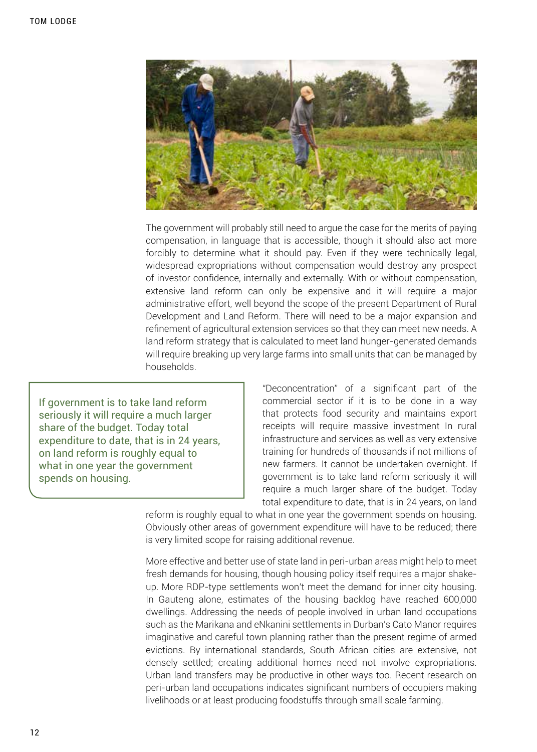The government will probably still need to argue the case for the merits of paying compensation, in language that is accessible, though it should also act more forcibly to determine what it should pay. Even if they were technically legal, widespread expropriations without compensation would destroy any prospect of investor confidence, internally and externally. With or without compensation, extensive land reform can only be expensive and it will require a major administrative effort, well beyond the scope of the present Department of Rural Development and Land Reform. There will need to be a major expansion and refinement of agricultural extension services so that they can meet new needs. A land reform strategy that is calculated to meet land hunger-generated demands will require breaking up very large farms into small units that can be managed by households.

> If government is to take land reform seriously it will require a much larger share of the budget. Today total expenditure to date, that is in 24 years, on land reform is roughly equal to what in one year the government spends on housing.

"Deconcentration" of a significant part of the commercial sector if it is to be done in a way that protects food security and maintains export receipts will require massive investment In rural infrastructure and services as well as very extensive training for hundreds of thousands if not millions of new farmers. It cannot be undertaken overnight. If government is to take land reform seriously it will require a much larger share of the budget. Today total expenditure to date, that is in 24 years, on land reform is roughly equal to what in one year the government spends on housing. Obviously other areas of government expenditure will have to be reduced; there is very limited scope for raising additional revenue.

More effective and better use of state land in peri-urban areas might help to meet fresh demands for housing, though housing policy itself requires a major shake-up. More RDP-type settlements won't meet the demand for inner city housing. In Gauteng alone, estimates of the housing backlog have reached 600,000 dwellings. Addressing the needs of people involved in urban land occupations such as the Marikana and eNkanini settlements in Durban's Cato Manor requires imaginative and careful town planning rather than the present regime of armed evictions. By international standards, South African cities are extensive, not densely settled; creating additional homes need not involve expropriations. Urban land transfers may be productive in other ways too. Recent research on peri-urban land occupations indicates significant numbers of occupiers making livelihoods or at least producing foodstuffs through small scale farming.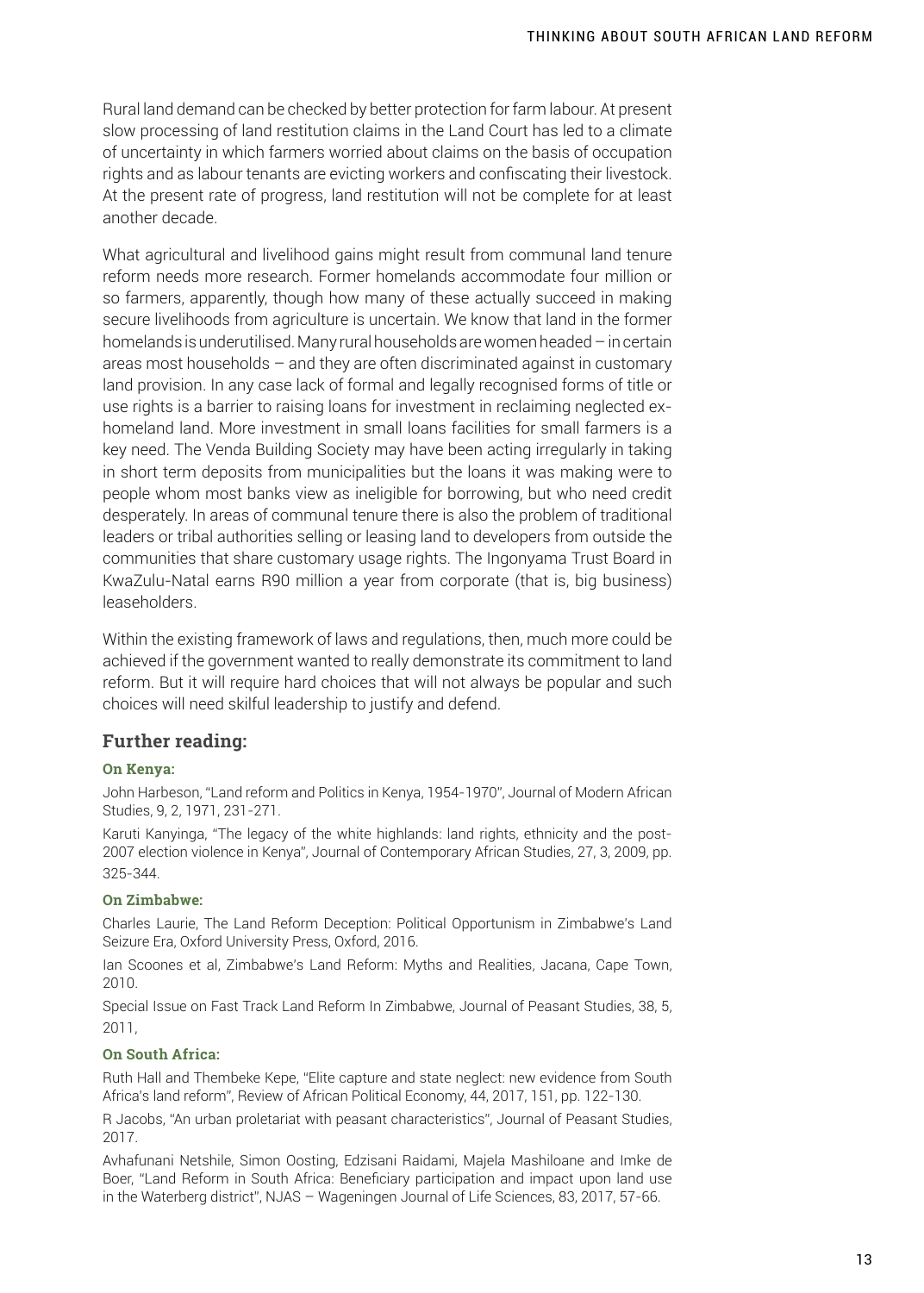Rural land demand can be checked by better protection for farm labour. At present slow processing of land restitution claims in the Land Court has led to a climate of uncertainty in which farmers worried about claims on the basis of occupation rights and as labour tenants are evicting workers and confiscating their livestock. At the present rate of progress, land restitution will not be complete for at least another decade.

What agricultural and livelihood gains might result from communal land tenure reform needs more research. Former homelands accommodate four million or so farmers, apparently, though how many of these actually succeed in making secure livelihoods from agriculture is uncertain. We know that land in the former homelands is underutilised. Many rural households are women headed – in certain areas most households – and they are often discriminated against in customary land provision. In any case lack of formal and legally recognised forms of title or use rights is a barrier to raising loans for investment in reclaiming neglected ex-homeland land. More investment in small loans facilities for small farmers is a key need. The Venda Building Society may have been acting irregularly in taking in short term deposits from municipalities but the loans it was making were to people whom most banks view as ineligible for borrowing, but who need credit desperately. In areas of communal tenure there is also the problem of traditional leaders or tribal authorities selling or leasing land to developers from outside the communities that share customary usage rights. The Ingonyama Trust Board in KwaZulu-Natal earns R90 million a year from corporate (that is, big business) leaseholders.

Within the existing framework of laws and regulations, then, much more could be achieved if the government wanted to really demonstrate its commitment to land reform. But it will require hard choices that will not always be popular and such choices will need skilful leadership to justify and defend.

## Further reading:

#### On Kenya:

John Harbeson, "Land reform and Politics in Kenya, 1954-1970", Journal of Modern African Studies, 9, 2, 1971, 231-271.

Karuti Kanyinga, "The legacy of the white highlands: land rights, ethnicity and the post-2007 election violence in Kenya", Journal of Contemporary African Studies, 27, 3, 2009, pp. 325-344.

#### On Zimbabwe:

Charles Laurie, The Land Reform Deception: Political Opportunism in Zimbabwe's Land Seizure Era, Oxford University Press, Oxford, 2016.

Ian Scoones et al, Zimbabwe's Land Reform: Myths and Realities, Jacana, Cape Town, 2010.

Special Issue on Fast Track Land Reform In Zimbabwe, Journal of Peasant Studies, 38, 5, 2011,

#### On South Africa:

Ruth Hall and Thembeke Kepe, "Elite capture and state neglect: new evidence from South Africa's land reform", Review of African Political Economy, 44, 2017, 151, pp. 122-130.

R Jacobs, "An urban proletariat with peasant characteristics", Journal of Peasant Studies, 2017.

Avhafunani Netshile, Simon Oosting, Edzisani Raidami, Majela Mashiloane and Imke de Boer, "Land Reform in South Africa: Beneficiary participation and impact upon land use in the Waterberg district", NJAS – Wageningen Journal of Life Sciences, 83, 2017, 57-66.